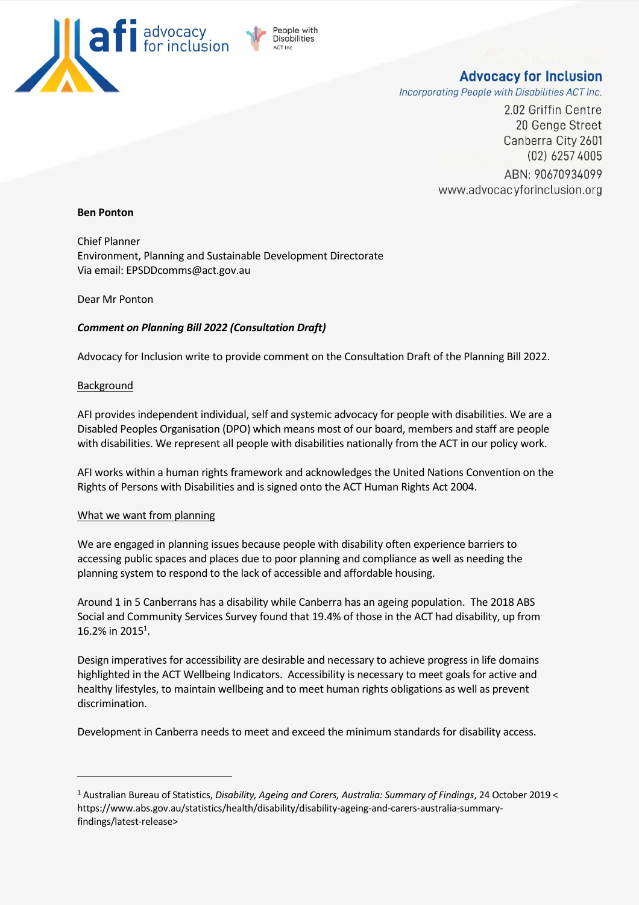**Advocacy for Inclusion**

*Incorporating People with Disabilities ACT Inc.*

2.02 Griffin Centre
20 Genge Street
Canberra City 2601
(02) 6257 4005
ABN: 90670934099
www.advocacyforinclusion.org

**Ben Ponton**

Chief Planner
Environment, Planning and Sustainable Development Directorate
Via email: EPSDDcomms@act.gov.au

Dear Mr Ponton

***Comment on Planning Bill 2022 (Consultation Draft)***

Advocacy for Inclusion write to provide comment on the Consultation Draft of the Planning Bill 2022.

## Background

AFI provides independent individual, self and systemic advocacy for people with disabilities. We are a Disabled Peoples Organisation (DPO) which means most of our board, members and staff are people with disabilities. We represent all people with disabilities nationally from the ACT in our policy work.

AFI works within a human rights framework and acknowledges the United Nations Convention on the Rights of Persons with Disabilities and is signed onto the ACT Human Rights Act 2004.

## What we want from planning

We are engaged in planning issues because people with disability often experience barriers to accessing public spaces and places due to poor planning and compliance as well as needing the planning system to respond to the lack of accessible and affordable housing.

Around 1 in 5 Canberrans has a disability while Canberra has an ageing population. The 2018 ABS Social and Community Services Survey found that 19.4% of those in the ACT had disability, up from 16.2% in 2015[1].

Design imperatives for accessibility are desirable and necessary to achieve progress in life domains highlighted in the ACT Wellbeing Indicators. Accessibility is necessary to meet goals for active and healthy lifestyles, to maintain wellbeing and to meet human rights obligations as well as prevent discrimination.

Development in Canberra needs to meet and exceed the minimum standards for disability access.

---

[1] Australian Bureau of Statistics, *Disability, Ageing and Carers, Australia: Summary of Findings*, 24 October 2019 < https://www.abs.gov.au/statistics/health/disability/disability-ageing-and-carers-australia-summary-findings/latest-release>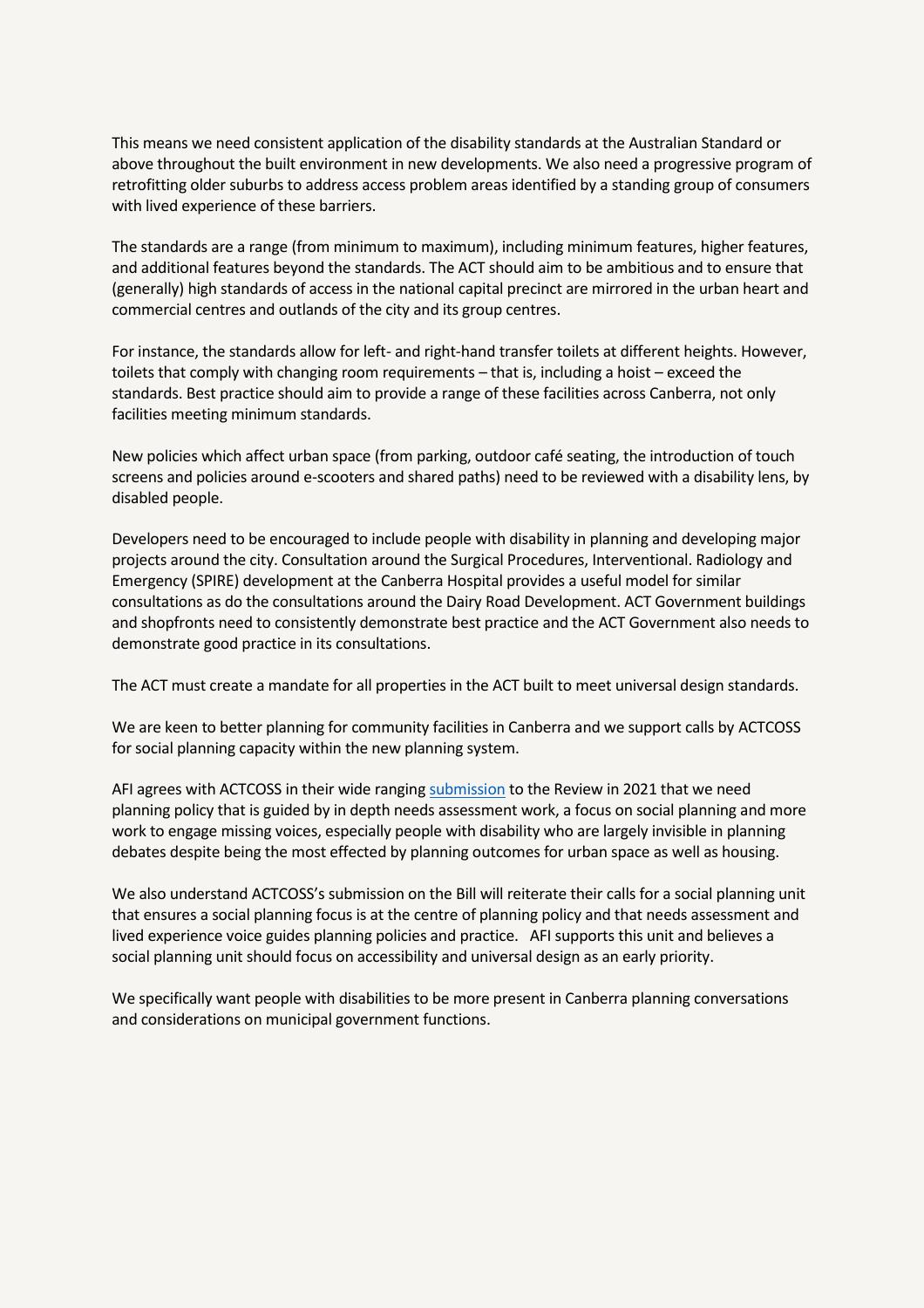This means we need consistent application of the disability standards at the Australian Standard or above throughout the built environment in new developments. We also need a progressive program of retrofitting older suburbs to address access problem areas identified by a standing group of consumers with lived experience of these barriers.

The standards are a range (from minimum to maximum), including minimum features, higher features, and additional features beyond the standards. The ACT should aim to be ambitious and to ensure that (generally) high standards of access in the national capital precinct are mirrored in the urban heart and commercial centres and outlands of the city and its group centres.

For instance, the standards allow for left- and right-hand transfer toilets at different heights. However, toilets that comply with changing room requirements – that is, including a hoist – exceed the standards. Best practice should aim to provide a range of these facilities across Canberra, not only facilities meeting minimum standards.

New policies which affect urban space (from parking, outdoor café seating, the introduction of touch screens and policies around e-scooters and shared paths) need to be reviewed with a disability lens, by disabled people.

Developers need to be encouraged to include people with disability in planning and developing major projects around the city. Consultation around the Surgical Procedures, Interventional. Radiology and Emergency (SPIRE) development at the Canberra Hospital provides a useful model for similar consultations as do the consultations around the Dairy Road Development. ACT Government buildings and shopfronts need to consistently demonstrate best practice and the ACT Government also needs to demonstrate good practice in its consultations.

The ACT must create a mandate for all properties in the ACT built to meet universal design standards.

We are keen to better planning for community facilities in Canberra and we support calls by ACTCOSS for social planning capacity within the new planning system.

AFI agrees with ACTCOSS in their wide ranging [submission](submission) to the Review in 2021 that we need planning policy that is guided by in depth needs assessment work, a focus on social planning and more work to engage missing voices, especially people with disability who are largely invisible in planning debates despite being the most effected by planning outcomes for urban space as well as housing.

We also understand ACTCOSS's submission on the Bill will reiterate their calls for a social planning unit that ensures a social planning focus is at the centre of planning policy and that needs assessment and lived experience voice guides planning policies and practice. AFI supports this unit and believes a social planning unit should focus on accessibility and universal design as an early priority.

We specifically want people with disabilities to be more present in Canberra planning conversations and considerations on municipal government functions.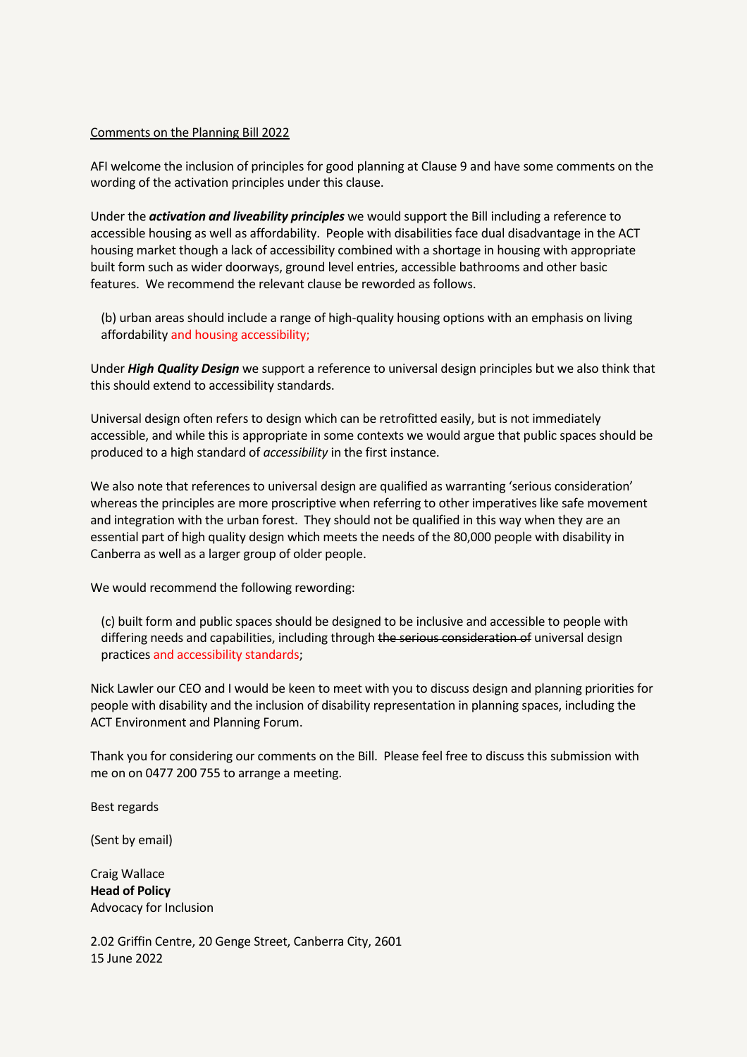Comments on the Planning Bill 2022

AFI welcome the inclusion of principles for good planning at Clause 9 and have some comments on the wording of the activation principles under this clause.

Under the ***activation and liveability principles*** we would support the Bill including a reference to accessible housing as well as affordability. People with disabilities face dual disadvantage in the ACT housing market though a lack of accessibility combined with a shortage in housing with appropriate built form such as wider doorways, ground level entries, accessible bathrooms and other basic features. We recommend the relevant clause be reworded as follows.

> (b) urban areas should include a range of high-quality housing options with an emphasis on living affordability and housing accessibility;

Under ***High Quality Design*** we support a reference to universal design principles but we also think that this should extend to accessibility standards.

Universal design often refers to design which can be retrofitted easily, but is not immediately accessible, and while this is appropriate in some contexts we would argue that public spaces should be produced to a high standard of *accessibility* in the first instance.

We also note that references to universal design are qualified as warranting 'serious consideration' whereas the principles are more proscriptive when referring to other imperatives like safe movement and integration with the urban forest. They should not be qualified in this way when they are an essential part of high quality design which meets the needs of the 80,000 people with disability in Canberra as well as a larger group of older people.

We would recommend the following rewording:

> (c) built form and public spaces should be designed to be inclusive and accessible to people with differing needs and capabilities, including through ~~the serious consideration of~~ universal design practices and accessibility standards;

Nick Lawler our CEO and I would be keen to meet with you to discuss design and planning priorities for people with disability and the inclusion of disability representation in planning spaces, including the ACT Environment and Planning Forum.

Thank you for considering our comments on the Bill. Please feel free to discuss this submission with me on on 0477 200 755 to arrange a meeting.

Best regards

(Sent by email)

Craig Wallace
**Head of Policy**
Advocacy for Inclusion

2.02 Griffin Centre, 20 Genge Street, Canberra City, 2601
15 June 2022